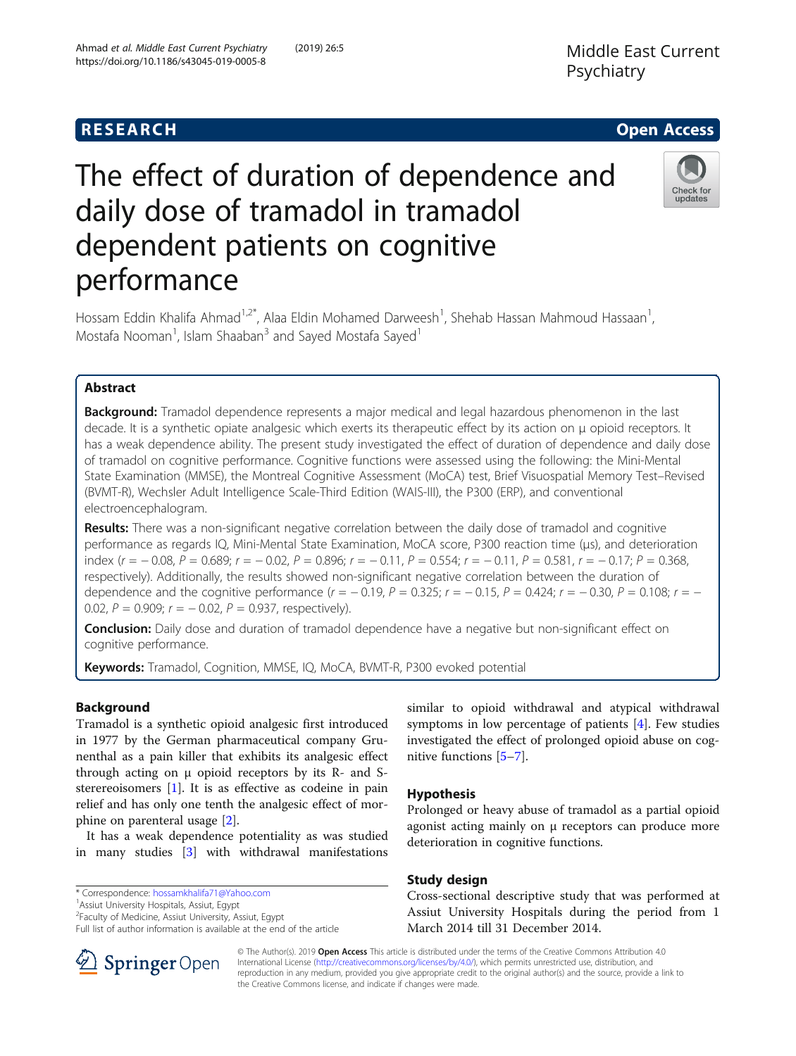# RESEARCH

# The effect of duration of dependence and daily dose of tramadol in tramadol dependent patients on cognitive performance

Hossam Eddin Khalifa Ahmad[1,2*], Alaa Eldin Mohamed Darweesh[1], Shehab Hassan Mahmoud Hassaan[1], Mostafa Nooman[1], Islam Shaaban[3] and Sayed Mostafa Sayed[1]

## Abstract

**Background:** Tramadol dependence represents a major medical and legal hazardous phenomenon in the last decade. It is a synthetic opiate analgesic which exerts its therapeutic effect by its action on μ opioid receptors. It has a weak dependence ability. The present study investigated the effect of duration of dependence and daily dose of tramadol on cognitive performance. Cognitive functions were assessed using the following: the Mini-Mental State Examination (MMSE), the Montreal Cognitive Assessment (MoCA) test, Brief Visuospatial Memory Test–Revised (BVMT-R), Wechsler Adult Intelligence Scale-Third Edition (WAIS-III), the P300 (ERP), and conventional electroencephalogram.

**Results:** There was a non-significant negative correlation between the daily dose of tramadol and cognitive performance as regards IQ, Mini-Mental State Examination, MoCA score, P300 reaction time (μs), and deterioration index ($r = -0.08$, $P = 0.689$; $r = -0.02$, $P = 0.896$; $r = -0.11$, $P = 0.554$; $r = -0.11$, $P = 0.581$, $r = -0.17$; $P = 0.368$, respectively). Additionally, the results showed non-significant negative correlation between the duration of dependence and the cognitive performance ($r = -0.19$, $P = 0.325$; $r = -0.15$, $P = 0.424$; $r = -0.30$, $P = 0.108$; $r = -0.02$, $P = 0.909$; $r = -0.02$, $P = 0.937$, respectively).

**Conclusion:** Daily dose and duration of tramadol dependence have a negative but non-significant effect on cognitive performance.

**Keywords:** Tramadol, Cognition, MMSE, IQ, MoCA, BVMT-R, P300 evoked potential

## Background

Tramadol is a synthetic opioid analgesic first introduced in 1977 by the German pharmaceutical company Grunenthal as a pain killer that exhibits its analgesic effect through acting on μ opioid receptors by its R- and S-sterereoisomers [1]. It is as effective as codeine in pain relief and has only one tenth the analgesic effect of morphine on parenteral usage [2].

It has a weak dependence potentiality as was studied in many studies [3] with withdrawal manifestations similar to opioid withdrawal and atypical withdrawal symptoms in low percentage of patients [4]. Few studies investigated the effect of prolonged opioid abuse on cognitive functions [5–7].

## Hypothesis

Prolonged or heavy abuse of tramadol as a partial opioid agonist acting mainly on μ receptors can produce more deterioration in cognitive functions.

## Study design

Cross-sectional descriptive study that was performed at Assiut University Hospitals during the period from 1 March 2014 till 31 December 2014.

---

* Correspondence: hossamkhalifa71@Yahoo.com
[1]Assiut University Hospitals, Assiut, Egypt
[2]Faculty of Medicine, Assiut University, Assiut, Egypt
Full list of author information is available at the end of the article

© The Author(s). 2019 **Open Access** This article is distributed under the terms of the Creative Commons Attribution 4.0 International License (http://creativecommons.org/licenses/by/4.0/), which permits unrestricted use, distribution, and reproduction in any medium, provided you give appropriate credit to the original author(s) and the source, provide a link to the Creative Commons license, and indicate if changes were made.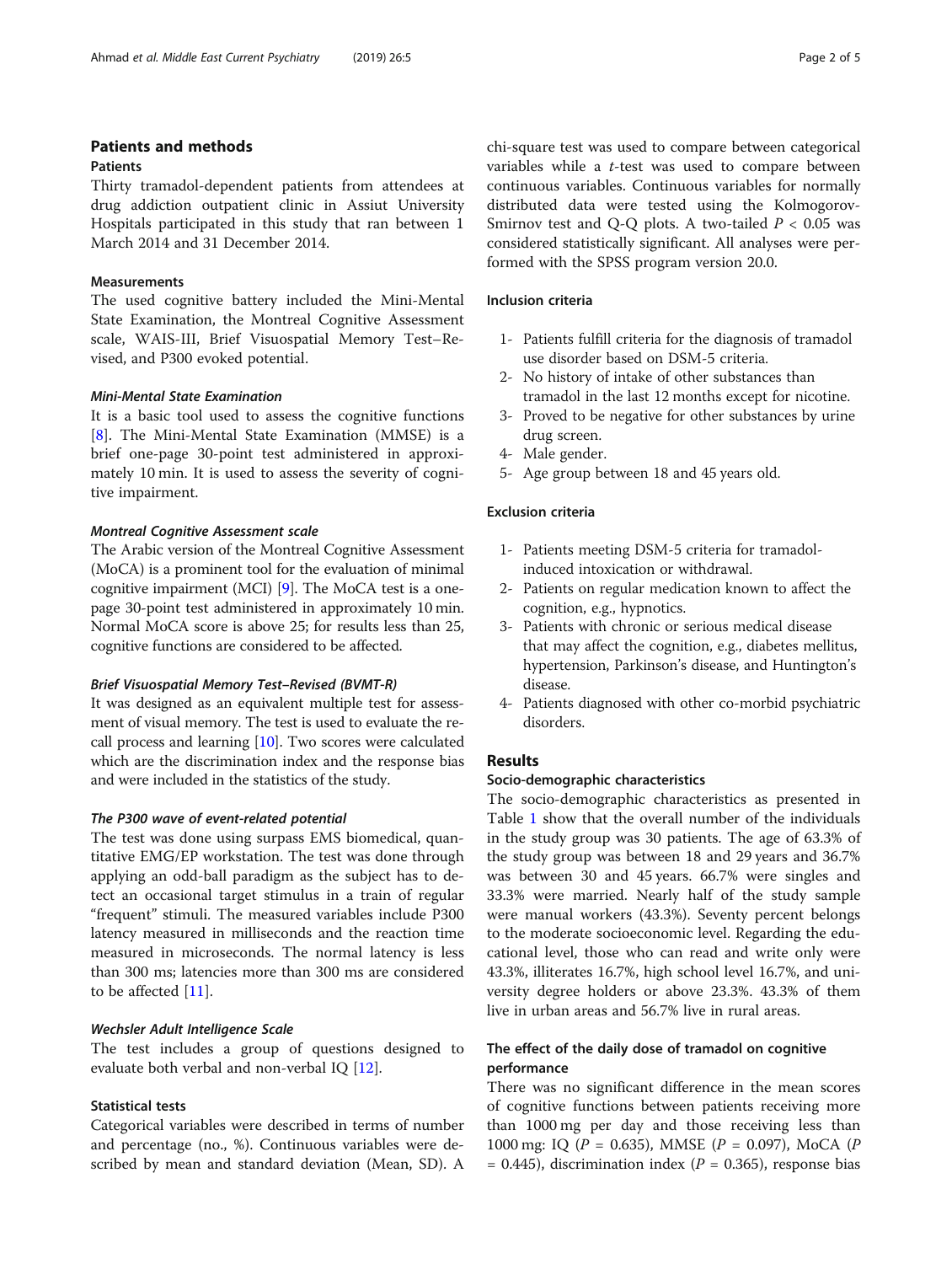## Patients and methods

### Patients

Thirty tramadol-dependent patients from attendees at drug addiction outpatient clinic in Assiut University Hospitals participated in this study that ran between 1 March 2014 and 31 December 2014.

### Measurements

The used cognitive battery included the Mini-Mental State Examination, the Montreal Cognitive Assessment scale, WAIS-III, Brief Visuospatial Memory Test–Revised, and P300 evoked potential.

#### *Mini-Mental State Examination*

It is a basic tool used to assess the cognitive functions [8]. The Mini-Mental State Examination (MMSE) is a brief one-page 30-point test administered in approximately 10 min. It is used to assess the severity of cognitive impairment.

#### *Montreal Cognitive Assessment scale*

The Arabic version of the Montreal Cognitive Assessment (MoCA) is a prominent tool for the evaluation of minimal cognitive impairment (MCI) [9]. The MoCA test is a one-page 30-point test administered in approximately 10 min. Normal MoCA score is above 25; for results less than 25, cognitive functions are considered to be affected.

#### *Brief Visuospatial Memory Test–Revised (BVMT-R)*

It was designed as an equivalent multiple test for assessment of visual memory. The test is used to evaluate the recall process and learning [10]. Two scores were calculated which are the discrimination index and the response bias and were included in the statistics of the study.

#### *The P300 wave of event-related potential*

The test was done using surpass EMS biomedical, quantitative EMG/EP workstation. The test was done through applying an odd-ball paradigm as the subject has to detect an occasional target stimulus in a train of regular "frequent" stimuli. The measured variables include P300 latency measured in milliseconds and the reaction time measured in microseconds. The normal latency is less than 300 ms; latencies more than 300 ms are considered to be affected [11].

#### *Wechsler Adult Intelligence Scale*

The test includes a group of questions designed to evaluate both verbal and non-verbal IQ [12].

### Statistical tests

Categorical variables were described in terms of number and percentage (no., %). Continuous variables were described by mean and standard deviation (Mean, SD). A chi-square test was used to compare between categorical variables while a *t*-test was used to compare between continuous variables. Continuous variables for normally distributed data were tested using the Kolmogorov-Smirnov test and Q-Q plots. A two-tailed $P < 0.05$ was considered statistically significant. All analyses were performed with the SPSS program version 20.0.

### Inclusion criteria

1- Patients fulfill criteria for the diagnosis of tramadol use disorder based on DSM-5 criteria.
2- No history of intake of other substances than tramadol in the last 12 months except for nicotine.
3- Proved to be negative for other substances by urine drug screen.
4- Male gender.
5- Age group between 18 and 45 years old.

### Exclusion criteria

1- Patients meeting DSM-5 criteria for tramadol-induced intoxication or withdrawal.
2- Patients on regular medication known to affect the cognition, e.g., hypnotics.
3- Patients with chronic or serious medical disease that may affect the cognition, e.g., diabetes mellitus, hypertension, Parkinson's disease, and Huntington's disease.
4- Patients diagnosed with other co-morbid psychiatric disorders.

## Results

### Socio-demographic characteristics

The socio-demographic characteristics as presented in Table 1 show that the overall number of the individuals in the study group was 30 patients. The age of 63.3% of the study group was between 18 and 29 years and 36.7% was between 30 and 45 years. 66.7% were singles and 33.3% were married. Nearly half of the study sample were manual workers (43.3%). Seventy percent belongs to the moderate socioeconomic level. Regarding the educational level, those who can read and write only were 43.3%, illiterates 16.7%, high school level 16.7%, and university degree holders or above 23.3%. 43.3% of them live in urban areas and 56.7% live in rural areas.

### The effect of the daily dose of tramadol on cognitive performance

There was no significant difference in the mean scores of cognitive functions between patients receiving more than 1000 mg per day and those receiving less than 1000 mg: IQ ($P$ = 0.635), MMSE ($P$ = 0.097), MoCA ($P$ = 0.445), discrimination index ($P$ = 0.365), response bias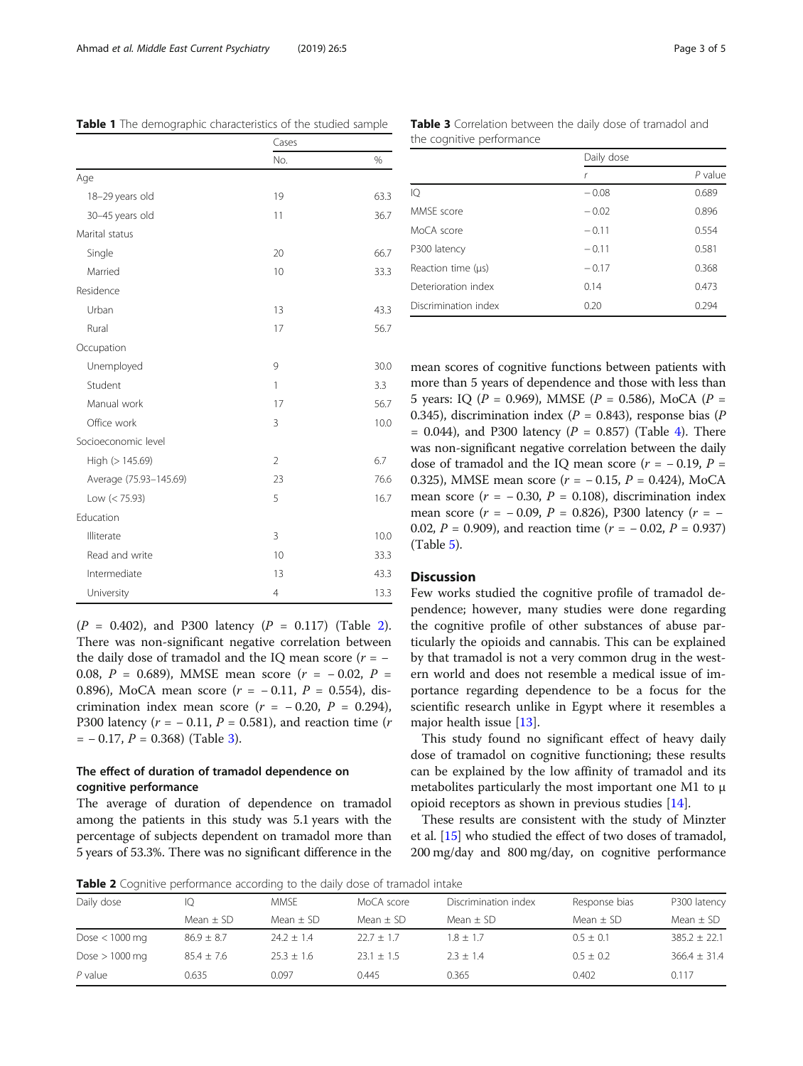**Table 1** The demographic characteristics of the studied sample

| | Cases | |
|---|---|---|
| | No. | % |
| Age | | |
| 18–29 years old | 19 | 63.3 |
| 30–45 years old | 11 | 36.7 |
| Marital status | | |
| Single | 20 | 66.7 |
| Married | 10 | 33.3 |
| Residence | | |
| Urban | 13 | 43.3 |
| Rural | 17 | 56.7 |
| Occupation | | |
| Unemployed | 9 | 30.0 |
| Student | 1 | 3.3 |
| Manual work | 17 | 56.7 |
| Office work | 3 | 10.0 |
| Socioeconomic level | | |
| High (> 145.69) | 2 | 6.7 |
| Average (75.93–145.69) | 23 | 76.6 |
| Low (< 75.93) | 5 | 16.7 |
| Education | | |
| Illiterate | 3 | 10.0 |
| Read and write | 10 | 33.3 |
| Intermediate | 13 | 43.3 |
| University | 4 | 13.3 |

($P$ = 0.402), and P300 latency ($P$ = 0.117) (Table 2). There was non-significant negative correlation between the daily dose of tramadol and the IQ mean score ($r$ = − 0.08, $P$ = 0.689), MMSE mean score ($r$ = − 0.02, $P$ = 0.896), MoCA mean score ($r$ = − 0.11, $P$ = 0.554), discrimination index mean score ($r$ = − 0.20, $P$ = 0.294), P300 latency ($r$ = − 0.11, $P$ = 0.581), and reaction time ($r$ = − 0.17, $P$ = 0.368) (Table 3).

### The effect of duration of tramadol dependence on cognitive performance

The average of duration of dependence on tramadol among the patients in this study was 5.1 years with the percentage of subjects dependent on tramadol more than 5 years of 53.3%. There was no significant difference in the mean scores of cognitive functions between patients with more than 5 years of dependence and those with less than 5 years: IQ ($P$ = 0.969), MMSE ($P$ = 0.586), MoCA ($P$ = 0.345), discrimination index ($P$ = 0.843), response bias ($P$ = 0.044), and P300 latency ($P$ = 0.857) (Table 4). There was non-significant negative correlation between the daily dose of tramadol and the IQ mean score ($r$ = − 0.19, $P$ = 0.325), MMSE mean score ($r$ = − 0.15, $P$ = 0.424), MoCA mean score ($r$ = − 0.30, $P$ = 0.108), discrimination index mean score ($r$ = − 0.09, $P$ = 0.826), P300 latency ($r$ = − 0.02, $P$ = 0.909), and reaction time ($r$ = − 0.02, $P$ = 0.937) (Table 5).

**Table 3** Correlation between the daily dose of tramadol and the cognitive performance

| | Daily dose | |
|---|---|---|
| | $r$ | $P$ value |
| IQ | − 0.08 | 0.689 |
| MMSE score | − 0.02 | 0.896 |
| MoCA score | − 0.11 | 0.554 |
| P300 latency | − 0.11 | 0.581 |
| Reaction time (μs) | − 0.17 | 0.368 |
| Deterioration index | 0.14 | 0.473 |
| Discrimination index | 0.20 | 0.294 |

## Discussion

Few works studied the cognitive profile of tramadol dependence; however, many studies were done regarding the cognitive profile of other substances of abuse particularly the opioids and cannabis. This can be explained by that tramadol is not a very common drug in the western world and does not resemble a medical issue of importance regarding dependence to be a focus for the scientific research unlike in Egypt where it resembles a major health issue [13].

This study found no significant effect of heavy daily dose of tramadol on cognitive functioning; these results can be explained by the low affinity of tramadol and its metabolites particularly the most important one M1 to μ opioid receptors as shown in previous studies [14].

These results are consistent with the study of Minzter et al. [15] who studied the effect of two doses of tramadol, 200 mg/day and 800 mg/day, on cognitive performance

**Table 2** Cognitive performance according to the daily dose of tramadol intake

| Daily dose | IQ | MMSE | MoCA score | Discrimination index | Response bias | P300 latency |
|---|---|---|---|---|---|---|
| | Mean ± SD | Mean ± SD | Mean ± SD | Mean ± SD | Mean ± SD | Mean ± SD |
| Dose < 1000 mg | 86.9 ± 8.7 | 24.2 ± 1.4 | 22.7 ± 1.7 | 1.8 ± 1.7 | 0.5 ± 0.1 | 385.2 ± 22.1 |
| Dose > 1000 mg | 85.4 ± 7.6 | 25.3 ± 1.6 | 23.1 ± 1.5 | 2.3 ± 1.4 | 0.5 ± 0.2 | 366.4 ± 31.4 |
| $P$ value | 0.635 | 0.097 | 0.445 | 0.365 | 0.402 | 0.117 |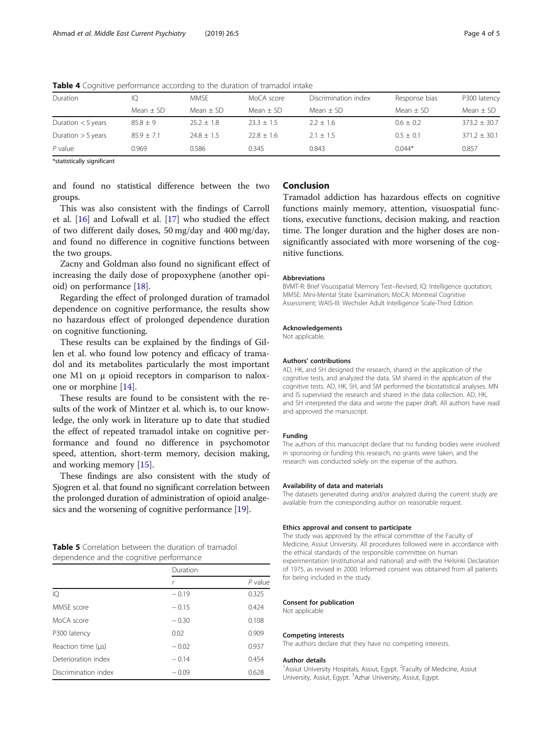**Table 4** Cognitive performance according to the duration of tramadol intake

| Duration | IQ | MMSE | MoCA score | Discrimination index | Response bias | P300 latency |
|---|---|---|---|---|---|---|
| | Mean ± SD | Mean ± SD | Mean ± SD | Mean ± SD | Mean ± SD | Mean ± SD |
| Duration < 5 years | 85.8 ± 9 | 25.2 ± 1.8 | 23.3 ± 1.5 | 2.2 ± 1.6 | 0.6 ± 0.2 | 373.2 ± 30.7 |
| Duration > 5 years | 85.9 ± 7.1 | 24.8 ± 1.5 | 22.8 ± 1.6 | 2.1 ± 1.5 | 0.5 ± 0.1 | 371.2 ± 30.1 |
| *P* value | 0.969 | 0.586 | 0.345 | 0.843 | 0.044* | 0.857 |

*statistically significant

and found no statistical difference between the two groups.

This was also consistent with the findings of Carroll et al. [16] and Lofwall et al. [17] who studied the effect of two different daily doses, 50 mg/day and 400 mg/day, and found no difference in cognitive functions between the two groups.

Zacny and Goldman also found no significant effect of increasing the daily dose of propoxyphene (another opioid) on performance [18].

Regarding the effect of prolonged duration of tramadol dependence on cognitive performance, the results show no hazardous effect of prolonged dependence duration on cognitive functioning.

These results can be explained by the findings of Gillen et al. who found low potency and efficacy of tramadol and its metabolites particularly the most important one M1 on μ opioid receptors in comparison to naloxone or morphine [14].

These results are found to be consistent with the results of the work of Mintzer et al. which is, to our knowledge, the only work in literature up to date that studied the effect of repeated tramadol intake on cognitive performance and found no difference in psychomotor speed, attention, short-term memory, decision making, and working memory [15].

These findings are also consistent with the study of Sjogren et al. that found no significant correlation between the prolonged duration of administration of opioid analgesics and the worsening of cognitive performance [19].

**Table 5** Correlation between the duration of tramadol dependence and the cognitive performance

| | Duration | |
|---|---|---|
| | *r* | *P* value |
| IQ | − 0.19 | 0.325 |
| MMSE score | − 0.15 | 0.424 |
| MoCA score | − 0.30 | 0.108 |
| P300 latency | 0.02 | 0.909 |
| Reaction time (μs) | − 0.02 | 0.937 |
| Deterioration index | − 0.14 | 0.454 |
| Discrimination index | − 0.09 | 0.628 |

## Conclusion

Tramadol addiction has hazardous effects on cognitive functions mainly memory, attention, visuospatial functions, executive functions, decision making, and reaction time. The longer duration and the higher doses are non-significantly associated with more worsening of the cognitive functions.

### Abbreviations

BVMT-R: Brief Visuospatial Memory Test–Revised; IQ: Intelligence quotation; MMSE: Mini-Mental State Examination; MoCA: Montreal Cognitive Assessment; WAIS-III: Wechsler Adult Intelligence Scale-Third Edition

### Acknowledgements

Not applicable.

### Authors' contributions

AD, HK, and SH designed the research, shared in the application of the cognitive tests, and analyzed the data. SM shared in the application of the cognitive tests. AD, HK, SH, and SM performed the biostatistical analyses. MN and IS supervised the research and shared in the data collection. AD, HK, and SH interpreted the data and wrote the paper draft. All authors have read and approved the manuscript.

### Funding

The authors of this manuscript declare that no funding bodies were involved in sponsoring or funding this research, no grants were taken, and the research was conducted solely on the expense of the authors.

### Availability of data and materials

The datasets generated during and/or analyzed during the current study are available from the corresponding author on reasonable request.

### Ethics approval and consent to participate

The study was approved by the ethical committee of the Faculty of Medicine, Assiut University. All procedures followed were in accordance with the ethical standards of the responsible committee on human experimentation (institutional and national) and with the Helsinki Declaration of 1975, as revised in 2000. Informed consent was obtained from all patients for being included in the study.

### Consent for publication

Not applicable

### Competing interests

The authors declare that they have no competing interests.

### Author details

[1]Assiut University Hospitals, Assiut, Egypt. [2]Faculty of Medicine, Assiut University, Assiut, Egypt. [3]Azhar University, Assiut, Egypt.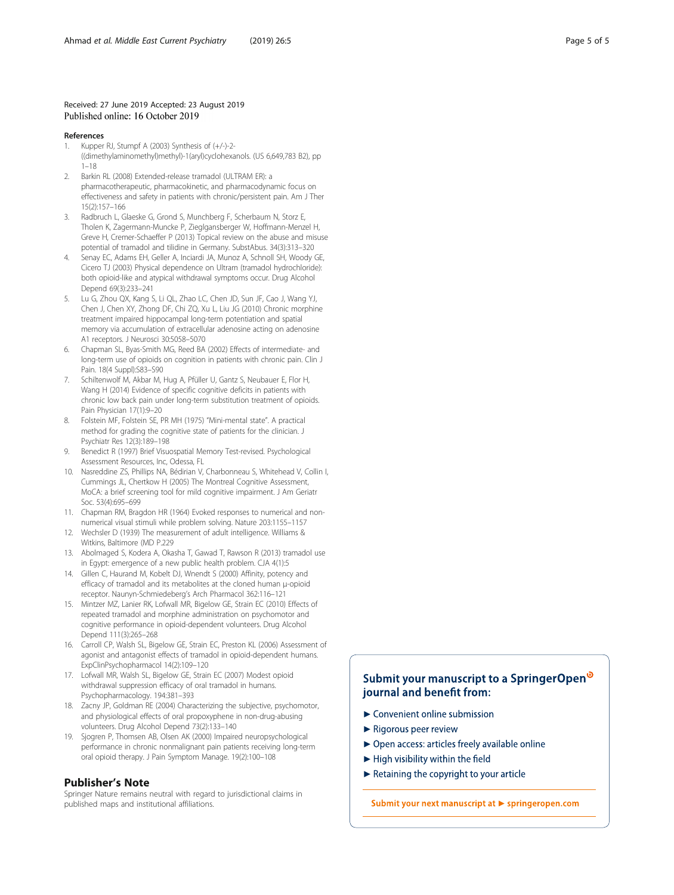Received: 27 June 2019 Accepted: 23 August 2019
Published online: 16 October 2019

## References

1. Kupper RJ, Stumpf A (2003) Synthesis of (+/-)-2-((dimethylaminomethyl)methyl)-1(aryl)cyclohexanols. (US 6,649,783 B2), pp 1–18
2. Barkin RL (2008) Extended-release tramadol (ULTRAM ER): a pharmacotherapeutic, pharmacokinetic, and pharmacodynamic focus on effectiveness and safety in patients with chronic/persistent pain. Am J Ther 15(2):157–166
3. Radbruch L, Glaeske G, Grond S, Munchberg F, Scherbaum N, Storz E, Tholen K, Zagermann-Muncke P, Zieglgansberger W, Hoffmann-Menzel H, Greve H, Cremer-Schaeffer P (2013) Topical review on the abuse and misuse potential of tramadol and tilidine in Germany. SubstAbus. 34(3):313–320
4. Senay EC, Adams EH, Geller A, Inciardi JA, Munoz A, Schnoll SH, Woody GE, Cicero TJ (2003) Physical dependence on Ultram (tramadol hydrochloride): both opioid-like and atypical withdrawal symptoms occur. Drug Alcohol Depend 69(3):233–241
5. Lu G, Zhou QX, Kang S, Li QL, Zhao LC, Chen JD, Sun JF, Cao J, Wang YJ, Chen J, Chen XY, Zhong DF, Chi ZQ, Xu L, Liu JG (2010) Chronic morphine treatment impaired hippocampal long-term potentiation and spatial memory via accumulation of extracellular adenosine acting on adenosine A1 receptors. J Neurosci 30:5058–5070
6. Chapman SL, Byas-Smith MG, Reed BA (2002) Effects of intermediate- and long-term use of opioids on cognition in patients with chronic pain. Clin J Pain. 18(4 Suppl):S83–S90
7. Schiltenwolf M, Akbar M, Hug A, Pfüller U, Gantz S, Neubauer E, Flor H, Wang H (2014) Evidence of specific cognitive deficits in patients with chronic low back pain under long-term substitution treatment of opioids. Pain Physician 17(1):9–20
8. Folstein MF, Folstein SE, PR MH (1975) "Mini-mental state". A practical method for grading the cognitive state of patients for the clinician. J Psychiatr Res 12(3):189–198
9. Benedict R (1997) Brief Visuospatial Memory Test-revised. Psychological Assessment Resources, Inc, Odessa, FL
10. Nasreddine ZS, Phillips NA, Bédirian V, Charbonneau S, Whitehead V, Collin I, Cummings JL, Chertkow H (2005) The Montreal Cognitive Assessment, MoCA: a brief screening tool for mild cognitive impairment. J Am Geriatr Soc. 53(4):695–699
11. Chapman RM, Bragdon HR (1964) Evoked responses to numerical and non-numerical visual stimuli while problem solving. Nature 203:1155–1157
12. Wechsler D (1939) The measurement of adult intelligence. Williams & Witkins, Baltimore (MD P.229
13. Abolmaged S, Kodera A, Okasha T, Gawad T, Rawson R (2013) tramadol use in Egypt: emergence of a new public health problem. CJA 4(1):5
14. Gillen C, Haurand M, Kobelt DJ, Wnendt S (2000) Affinity, potency and efficacy of tramadol and its metabolites at the cloned human μ-opioid receptor. Naunyn-Schmiedeberg's Arch Pharmacol 362:116–121
15. Mintzer MZ, Lanier RK, Lofwall MR, Bigelow GE, Strain EC (2010) Effects of repeated tramadol and morphine administration on psychomotor and cognitive performance in opioid-dependent volunteers. Drug Alcohol Depend 111(3):265–268
16. Carroll CP, Walsh SL, Bigelow GE, Strain EC, Preston KL (2006) Assessment of agonist and antagonist effects of tramadol in opioid-dependent humans. ExpClinPsychopharmacol 14(2):109–120
17. Lofwall MR, Walsh SL, Bigelow GE, Strain EC (2007) Modest opioid withdrawal suppression efficacy of oral tramadol in humans. Psychopharmacology. 194:381–393
18. Zacny JP, Goldman RE (2004) Characterizing the subjective, psychomotor, and physiological effects of oral propoxyphene in non-drug-abusing volunteers. Drug Alcohol Depend 73(2):133–140
19. Sjogren P, Thomsen AB, Olsen AK (2000) Impaired neuropsychological performance in chronic nonmalignant pain patients receiving long-term oral opioid therapy. J Pain Symptom Manage. 19(2):100–108

## Publisher's Note

Springer Nature remains neutral with regard to jurisdictional claims in published maps and institutional affiliations.

**Submit your manuscript to a SpringerOpen journal and benefit from:**

- ► Convenient online submission
- ► Rigorous peer review
- ► Open access: articles freely available online
- ► High visibility within the field
- ► Retaining the copyright to your article

**Submit your next manuscript at ► springeropen.com**